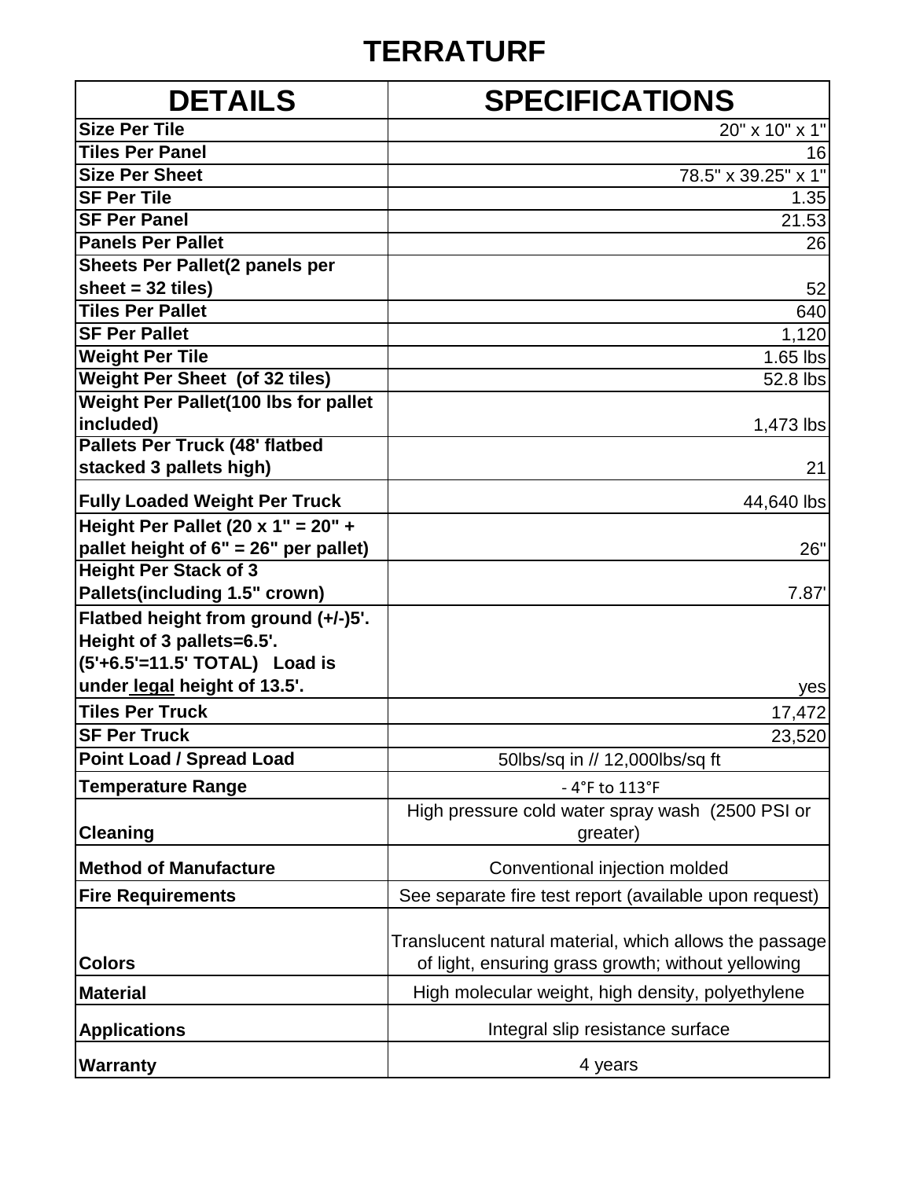# TERRATURF

| DETAILS | SPECIFICATIONS |
|---|---|
| **Size Per Tile** | 20" x 10" x 1" |
| **Tiles Per Panel** | 16 |
| **Size Per Sheet** | 78.5" x 39.25" x 1" |
| **SF Per Tile** | 1.35 |
| **SF Per Panel** | 21.53 |
| **Panels Per Pallet** | 26 |
| **Sheets Per Pallet(2 panels per sheet = 32 tiles)** | 52 |
| **Tiles Per Pallet** | 640 |
| **SF Per Pallet** | 1,120 |
| **Weight Per Tile** | 1.65 lbs |
| **Weight Per Sheet (of 32 tiles)** | 52.8 lbs |
| **Weight Per Pallet(100 lbs for pallet included)** | 1,473 lbs |
| **Pallets Per Truck (48' flatbed stacked 3 pallets high)** | 21 |
| **Fully Loaded Weight Per Truck** | 44,640 lbs |
| **Height Per Pallet (20 x 1" = 20" + pallet height of 6" = 26" per pallet)** | 26" |
| **Height Per Stack of 3 Pallets(including 1.5" crown)** | 7.87' |
| **Flatbed height from ground (+/-)5'. Height of 3 pallets=6.5'. (5'+6.5'=11.5' TOTAL) Load is under <u>legal</u> height of 13.5'.** | yes |
| **Tiles Per Truck** | 17,472 |
| **SF Per Truck** | 23,520 |
| **Point Load / Spread Load** | 50lbs/sq in // 12,000lbs/sq ft |
| **Temperature Range** | - 4°F to 113°F |
| **Cleaning** | High pressure cold water spray wash (2500 PSI or greater) |
| **Method of Manufacture** | Conventional injection molded |
| **Fire Requirements** | See separate fire test report (available upon request) |
| **Colors** | Translucent natural material, which allows the passage of light, ensuring grass growth; without yellowing |
| **Material** | High molecular weight, high density, polyethylene |
| **Applications** | Integral slip resistance surface |
| **Warranty** | 4 years |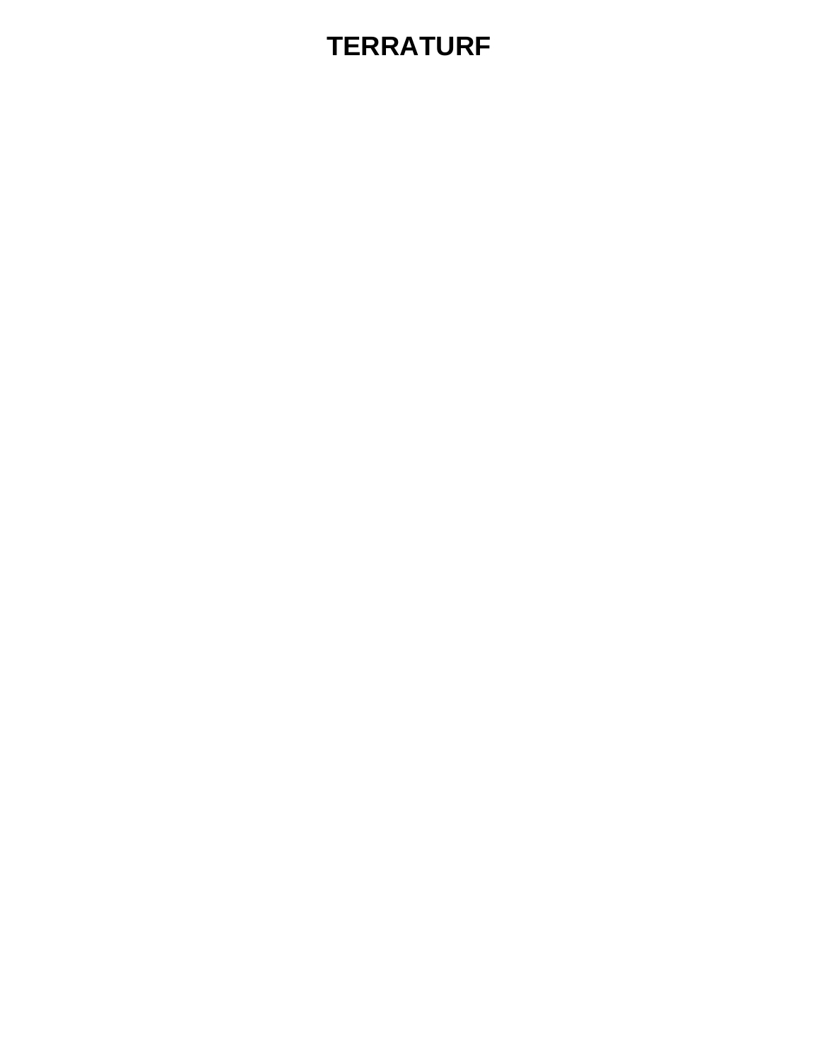# TERRATURF